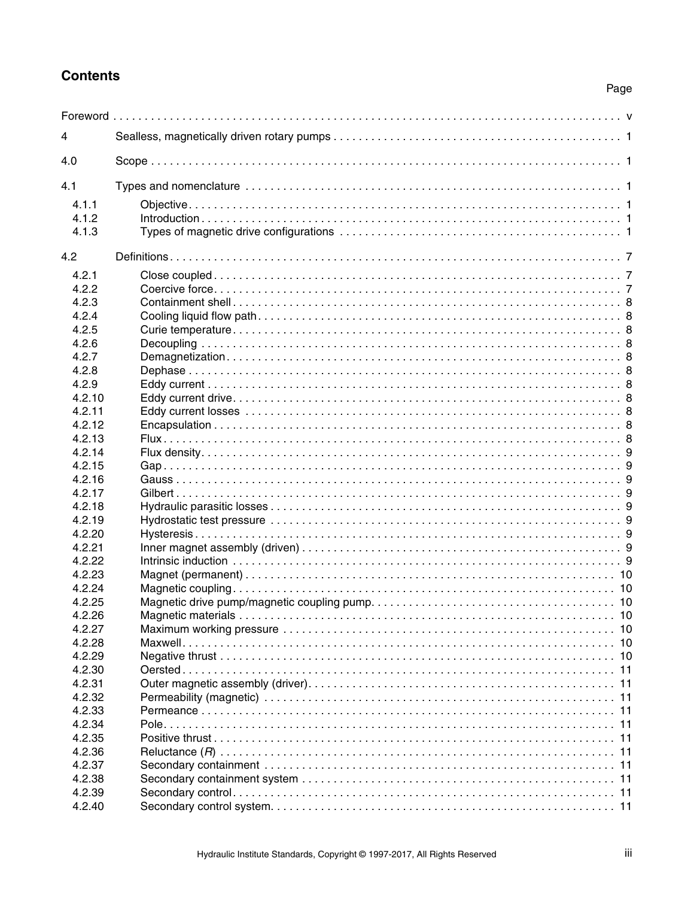## Contents

| | | Page |
|---|---|---|
| Foreword | | v |
| 4 | Sealless, magnetically driven rotary pumps | 1 |
| 4.0 | Scope | 1 |
| 4.1 | Types and nomenclature | 1 |
| 4.1.1 | Objective | 1 |
| 4.1.2 | Introduction | 1 |
| 4.1.3 | Types of magnetic drive configurations | 1 |
| 4.2 | Definitions | 7 |
| 4.2.1 | Close coupled | 7 |
| 4.2.2 | Coercive force | 7 |
| 4.2.3 | Containment shell | 8 |
| 4.2.4 | Cooling liquid flow path | 8 |
| 4.2.5 | Curie temperature | 8 |
| 4.2.6 | Decoupling | 8 |
| 4.2.7 | Demagnetization | 8 |
| 4.2.8 | Dephase | 8 |
| 4.2.9 | Eddy current | 8 |
| 4.2.10 | Eddy current drive | 8 |
| 4.2.11 | Eddy current losses | 8 |
| 4.2.12 | Encapsulation | 8 |
| 4.2.13 | Flux | 8 |
| 4.2.14 | Flux density | 9 |
| 4.2.15 | Gap | 9 |
| 4.2.16 | Gauss | 9 |
| 4.2.17 | Gilbert | 9 |
| 4.2.18 | Hydraulic parasitic losses | 9 |
| 4.2.19 | Hydrostatic test pressure | 9 |
| 4.2.20 | Hysteresis | 9 |
| 4.2.21 | Inner magnet assembly (driven) | 9 |
| 4.2.22 | Intrinsic induction | 9 |
| 4.2.23 | Magnet (permanent) | 10 |
| 4.2.24 | Magnetic coupling | 10 |
| 4.2.25 | Magnetic drive pump/magnetic coupling pump | 10 |
| 4.2.26 | Magnetic materials | 10 |
| 4.2.27 | Maximum working pressure | 10 |
| 4.2.28 | Maxwell | 10 |
| 4.2.29 | Negative thrust | 10 |
| 4.2.30 | Oersted | 11 |
| 4.2.31 | Outer magnetic assembly (driver) | 11 |
| 4.2.32 | Permeability (magnetic) | 11 |
| 4.2.33 | Permeance | 11 |
| 4.2.34 | Pole | 11 |
| 4.2.35 | Positive thrust | 11 |
| 4.2.36 | Reluctance (*R*) | 11 |
| 4.2.37 | Secondary containment | 11 |
| 4.2.38 | Secondary containment system | 11 |
| 4.2.39 | Secondary control | 11 |
| 4.2.40 | Secondary control system | 11 |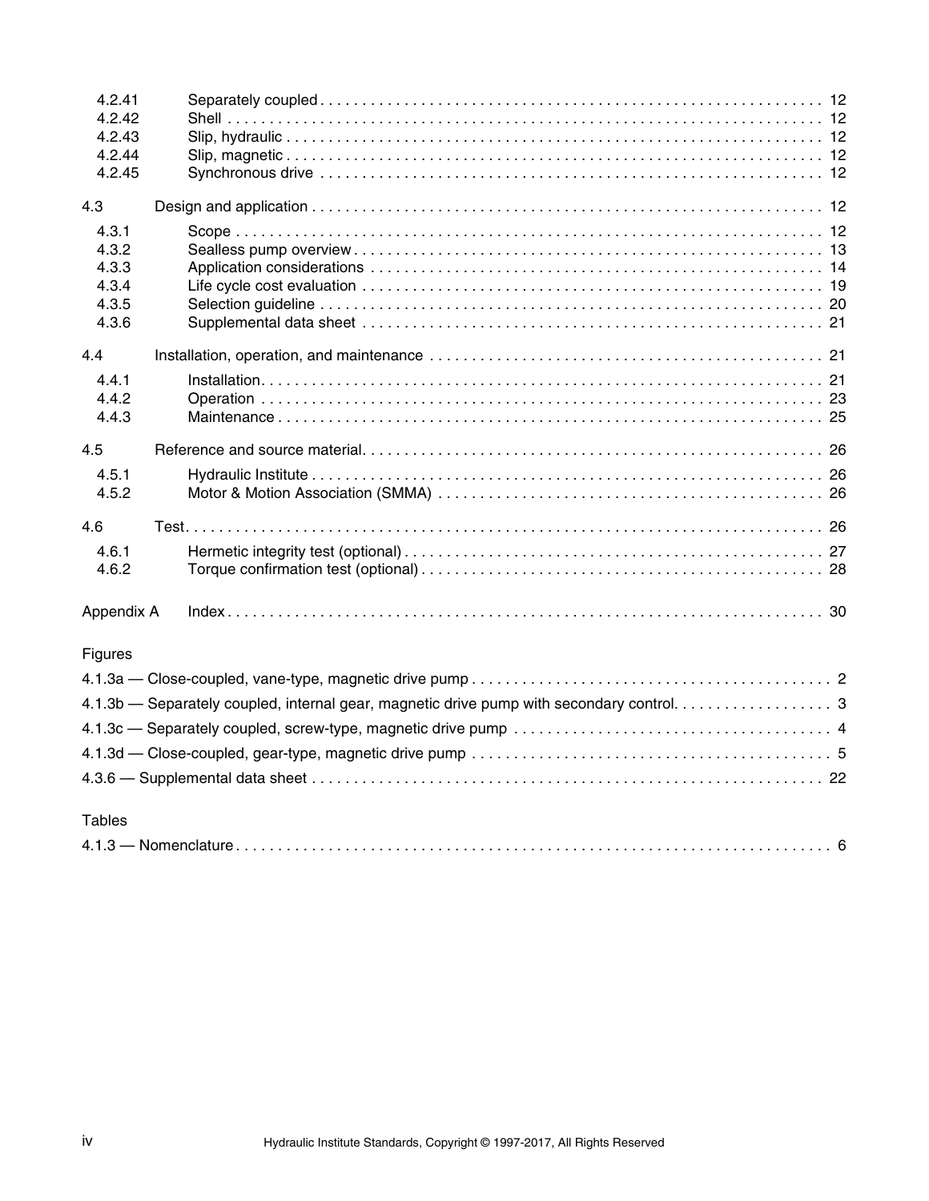4.2.41 Separately coupled . . . . . . . . . . . . . . . . . . . . . . . . . . . . . . . . . . . . . . . . . . . . . . . . . . . . . . . . . . . 12
4.2.42 Shell . . . . . . . . . . . . . . . . . . . . . . . . . . . . . . . . . . . . . . . . . . . . . . . . . . . . . . . . . . . . . . . . . . . . . . 12
4.2.43 Slip, hydraulic . . . . . . . . . . . . . . . . . . . . . . . . . . . . . . . . . . . . . . . . . . . . . . . . . . . . . . . . . . . . . . . 12
4.2.44 Slip, magnetic . . . . . . . . . . . . . . . . . . . . . . . . . . . . . . . . . . . . . . . . . . . . . . . . . . . . . . . . . . . . . . . 12
4.2.45 Synchronous drive . . . . . . . . . . . . . . . . . . . . . . . . . . . . . . . . . . . . . . . . . . . . . . . . . . . . . . . . . . . 12

4.3 Design and application . . . . . . . . . . . . . . . . . . . . . . . . . . . . . . . . . . . . . . . . . . . . . . . . . . . . . . . . . . 12

4.3.1 Scope . . . . . . . . . . . . . . . . . . . . . . . . . . . . . . . . . . . . . . . . . . . . . . . . . . . . . . . . . . . . . . . . . . . . . 12
4.3.2 Sealless pump overview . . . . . . . . . . . . . . . . . . . . . . . . . . . . . . . . . . . . . . . . . . . . . . . . . . . . . . . 13
4.3.3 Application considerations . . . . . . . . . . . . . . . . . . . . . . . . . . . . . . . . . . . . . . . . . . . . . . . . . . . . . 14
4.3.4 Life cycle cost evaluation . . . . . . . . . . . . . . . . . . . . . . . . . . . . . . . . . . . . . . . . . . . . . . . . . . . . . . 19
4.3.5 Selection guideline . . . . . . . . . . . . . . . . . . . . . . . . . . . . . . . . . . . . . . . . . . . . . . . . . . . . . . . . . . . 20
4.3.6 Supplemental data sheet . . . . . . . . . . . . . . . . . . . . . . . . . . . . . . . . . . . . . . . . . . . . . . . . . . . . . . 21

4.4 Installation, operation, and maintenance . . . . . . . . . . . . . . . . . . . . . . . . . . . . . . . . . . . . . . . . . . . . . 21

4.4.1 Installation. . . . . . . . . . . . . . . . . . . . . . . . . . . . . . . . . . . . . . . . . . . . . . . . . . . . . . . . . . . . . . . . . . 21
4.4.2 Operation . . . . . . . . . . . . . . . . . . . . . . . . . . . . . . . . . . . . . . . . . . . . . . . . . . . . . . . . . . . . . . . . . . 23
4.4.3 Maintenance . . . . . . . . . . . . . . . . . . . . . . . . . . . . . . . . . . . . . . . . . . . . . . . . . . . . . . . . . . . . . . . . 25

4.5 Reference and source material. . . . . . . . . . . . . . . . . . . . . . . . . . . . . . . . . . . . . . . . . . . . . . . . . . . . . 26

4.5.1 Hydraulic Institute . . . . . . . . . . . . . . . . . . . . . . . . . . . . . . . . . . . . . . . . . . . . . . . . . . . . . . . . . . . . 26
4.5.2 Motor & Motion Association (SMMA) . . . . . . . . . . . . . . . . . . . . . . . . . . . . . . . . . . . . . . . . . . . . . 26

4.6 Test. . . . . . . . . . . . . . . . . . . . . . . . . . . . . . . . . . . . . . . . . . . . . . . . . . . . . . . . . . . . . . . . . . . . . . . . . . 26

4.6.1 Hermetic integrity test (optional) . . . . . . . . . . . . . . . . . . . . . . . . . . . . . . . . . . . . . . . . . . . . . . . . . 27
4.6.2 Torque confirmation test (optional) . . . . . . . . . . . . . . . . . . . . . . . . . . . . . . . . . . . . . . . . . . . . . . . 28

Appendix A Index . . . . . . . . . . . . . . . . . . . . . . . . . . . . . . . . . . . . . . . . . . . . . . . . . . . . . . . . . . . . . . . . . . . 30

Figures

4.1.3a — Close-coupled, vane-type, magnetic drive pump . . . . . . . . . . . . . . . . . . . . . . . . . . . . . . . . . . . . . . . . . 2
4.1.3b — Separately coupled, internal gear, magnetic drive pump with secondary control. . . . . . . . . . . . . . . . . . . 3
4.1.3c — Separately coupled, screw-type, magnetic drive pump . . . . . . . . . . . . . . . . . . . . . . . . . . . . . . . . . . . . . 4
4.1.3d — Close-coupled, gear-type, magnetic drive pump . . . . . . . . . . . . . . . . . . . . . . . . . . . . . . . . . . . . . . . . . . 5
4.3.6 — Supplemental data sheet . . . . . . . . . . . . . . . . . . . . . . . . . . . . . . . . . . . . . . . . . . . . . . . . . . . . . . . . . . . . 22

Tables

4.1.3 — Nomenclature . . . . . . . . . . . . . . . . . . . . . . . . . . . . . . . . . . . . . . . . . . . . . . . . . . . . . . . . . . . . . . . . . . . . 6